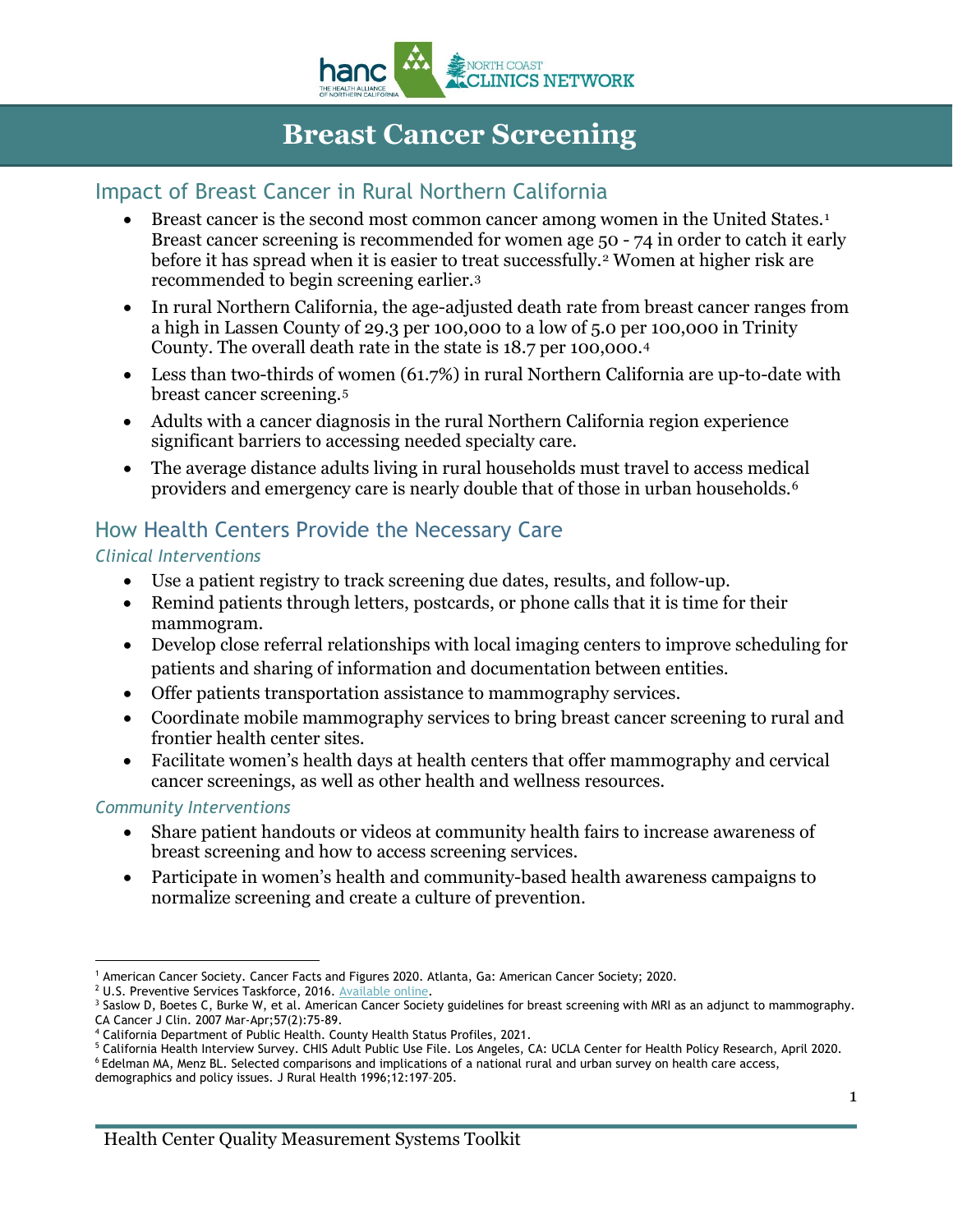# Breast Cancer Screening

## Impact of Breast Cancer in Rural Northern California

- Breast cancer is the second most common cancer among women in the United States.[1] Breast cancer screening is recommended for women age 50 - 74 in order to catch it early before it has spread when it is easier to treat successfully.[2] Women at higher risk are recommended to begin screening earlier.[3]
- In rural Northern California, the age-adjusted death rate from breast cancer ranges from a high in Lassen County of 29.3 per 100,000 to a low of 5.0 per 100,000 in Trinity County. The overall death rate in the state is 18.7 per 100,000.[4]
- Less than two-thirds of women (61.7%) in rural Northern California are up-to-date with breast cancer screening.[5]
- Adults with a cancer diagnosis in the rural Northern California region experience significant barriers to accessing needed specialty care.
- The average distance adults living in rural households must travel to access medical providers and emergency care is nearly double that of those in urban households.[6]

## How Health Centers Provide the Necessary Care

### *Clinical Interventions*

- Use a patient registry to track screening due dates, results, and follow-up.
- Remind patients through letters, postcards, or phone calls that it is time for their mammogram.
- Develop close referral relationships with local imaging centers to improve scheduling for patients and sharing of information and documentation between entities.
- Offer patients transportation assistance to mammography services.
- Coordinate mobile mammography services to bring breast cancer screening to rural and frontier health center sites.
- Facilitate women's health days at health centers that offer mammography and cervical cancer screenings, as well as other health and wellness resources.

### *Community Interventions*

- Share patient handouts or videos at community health fairs to increase awareness of breast screening and how to access screening services.
- Participate in women's health and community-based health awareness campaigns to normalize screening and create a culture of prevention.

---

[1] American Cancer Society. Cancer Facts and Figures 2020. Atlanta, Ga: American Cancer Society; 2020.
[2] U.S. Preventive Services Taskforce, 2016. Available online.
[3] Saslow D, Boetes C, Burke W, et al. American Cancer Society guidelines for breast screening with MRI as an adjunct to mammography. CA Cancer J Clin. 2007 Mar-Apr;57(2):75-89.
[4] California Department of Public Health. County Health Status Profiles, 2021.
[5] California Health Interview Survey. CHIS Adult Public Use File. Los Angeles, CA: UCLA Center for Health Policy Research, April 2020.
[6] Edelman MA, Menz BL. Selected comparisons and implications of a national rural and urban survey on health care access, demographics and policy issues. J Rural Health 1996;12:197–205.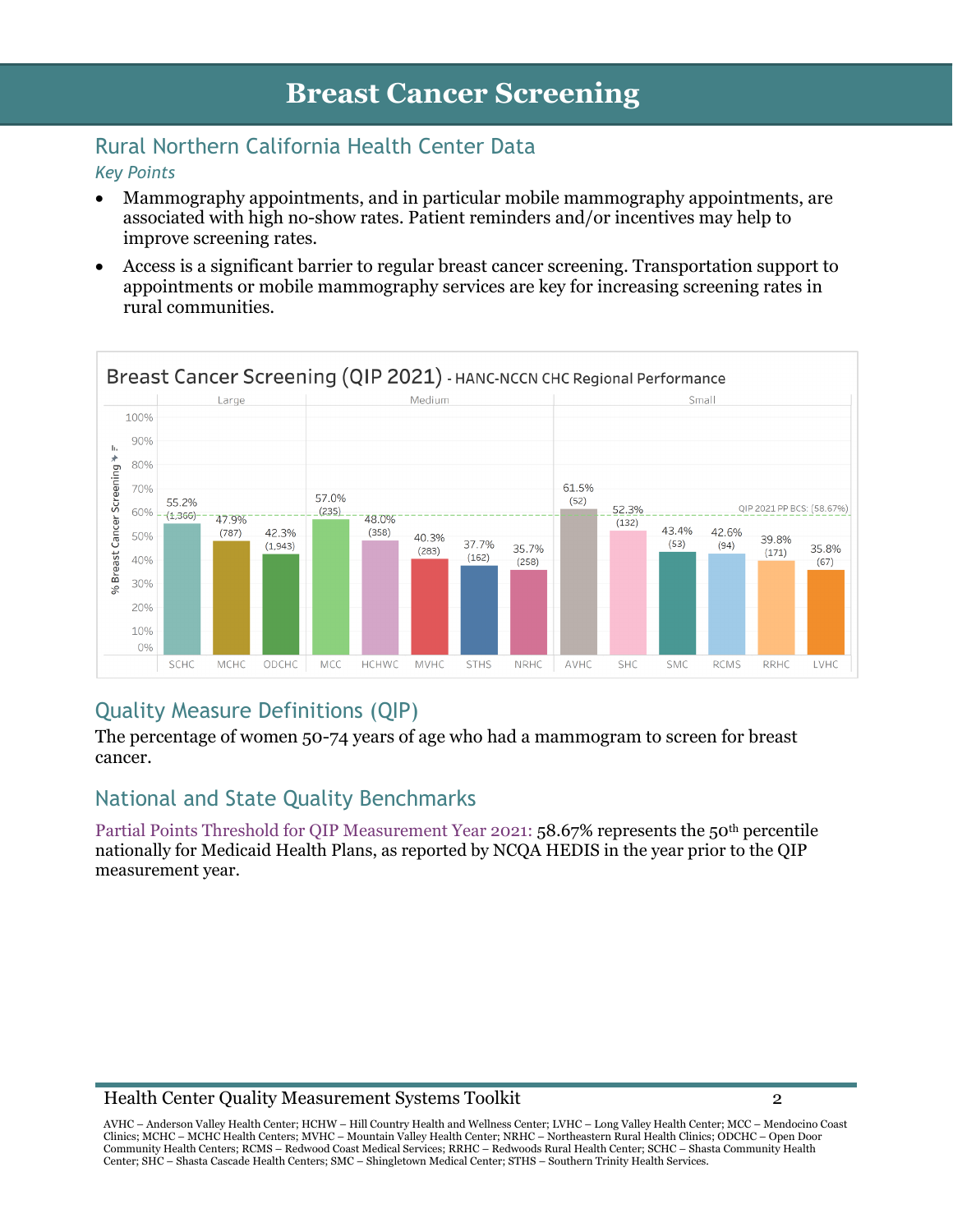# Breast Cancer Screening

## Rural Northern California Health Center Data

### *Key Points*

- Mammography appointments, and in particular mobile mammography appointments, are associated with high no-show rates. Patient reminders and/or incentives may help to improve screening rates.
- Access is a significant barrier to regular breast cancer screening. Transportation support to appointments or mobile mammography services are key for increasing screening rates in rural communities.

Breast Cancer Screening (QIP 2021) - HANC-NCCN CHC Regional Performance

Large | Medium | Small

% Breast Cancer Screening

100%
90%
80%
70%
60%
50%
40%
30%
20%
10%
0%

SCHC 55.2% (1,366)
MCHC 47.9% (787)
ODCHC 42.3% (1,943)
MCC 57.0% (235)
HCHWC 48.0% (358)
MVHC 40.3% (283)
STHS 37.7% (162)
NRHC 35.7% (258)
AVHC 61.5% (52)
SHC 52.3% (132)
SMC 43.4% (53)
RCMS 42.6% (94)
RRHC 39.8% (171)
LVHC 35.8% (67)

QIP 2021 PP BCS: (58.67%)

## Quality Measure Definitions (QIP)

The percentage of women 50-74 years of age who had a mammogram to screen for breast cancer.

## National and State Quality Benchmarks

Partial Points Threshold for QIP Measurement Year 2021: 58.67% represents the 50th percentile nationally for Medicaid Health Plans, as reported by NCQA HEDIS in the year prior to the QIP measurement year.

AVHC – Anderson Valley Health Center; HCHW – Hill Country Health and Wellness Center; LVHC – Long Valley Health Center; MCC – Mendocino Coast Clinics; MCHC – MCHC Health Centers; MVHC – Mountain Valley Health Center; NRHC – Northeastern Rural Health Clinics; ODCHC – Open Door Community Health Centers; RCMS – Redwood Coast Medical Services; RRHC – Redwoods Rural Health Center; SCHC – Shasta Community Health Center; SHC – Shasta Cascade Health Centers; SMC – Shingletown Medical Center; STHS – Southern Trinity Health Services.